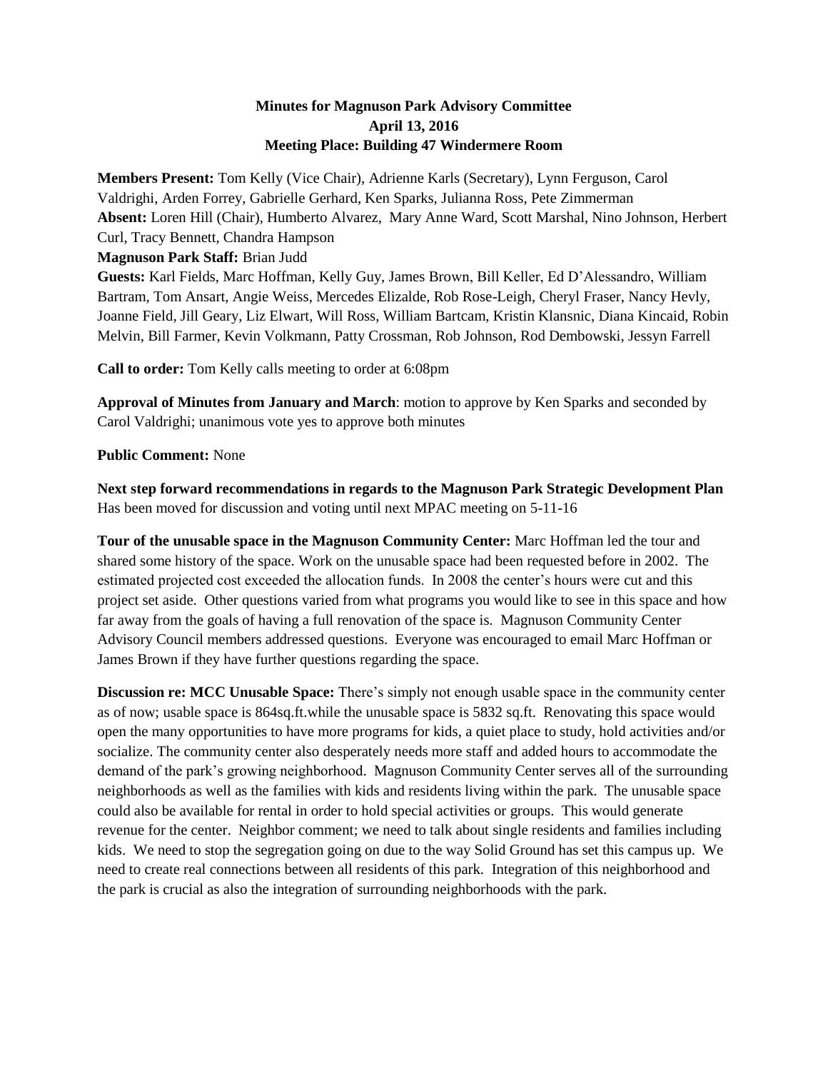**Minutes for Magnuson Park Advisory Committee**
**April 13, 2016**
**Meeting Place: Building 47 Windermere Room**

**Members Present:** Tom Kelly (Vice Chair), Adrienne Karls (Secretary), Lynn Ferguson, Carol Valdrighi, Arden Forrey, Gabrielle Gerhard, Ken Sparks, Julianna Ross, Pete Zimmerman
**Absent:** Loren Hill (Chair), Humberto Alvarez, Mary Anne Ward, Scott Marshal, Nino Johnson, Herbert Curl, Tracy Bennett, Chandra Hampson
**Magnuson Park Staff:** Brian Judd
**Guests:** Karl Fields, Marc Hoffman, Kelly Guy, James Brown, Bill Keller, Ed D'Alessandro, William Bartram, Tom Ansart, Angie Weiss, Mercedes Elizalde, Rob Rose-Leigh, Cheryl Fraser, Nancy Hevly, Joanne Field, Jill Geary, Liz Elwart, Will Ross, William Bartcam, Kristin Klansnic, Diana Kincaid, Robin Melvin, Bill Farmer, Kevin Volkmann, Patty Crossman, Rob Johnson, Rod Dembowski, Jessyn Farrell

**Call to order:** Tom Kelly calls meeting to order at 6:08pm

**Approval of Minutes from January and March**: motion to approve by Ken Sparks and seconded by Carol Valdrighi; unanimous vote yes to approve both minutes

**Public Comment:** None

**Next step forward recommendations in regards to the Magnuson Park Strategic Development Plan**
Has been moved for discussion and voting until next MPAC meeting on 5-11-16

**Tour of the unusable space in the Magnuson Community Center:** Marc Hoffman led the tour and shared some history of the space. Work on the unusable space had been requested before in 2002. The estimated projected cost exceeded the allocation funds. In 2008 the center's hours were cut and this project set aside. Other questions varied from what programs you would like to see in this space and how far away from the goals of having a full renovation of the space is. Magnuson Community Center Advisory Council members addressed questions. Everyone was encouraged to email Marc Hoffman or James Brown if they have further questions regarding the space.

**Discussion re: MCC Unusable Space:** There's simply not enough usable space in the community center as of now; usable space is 864sq.ft.while the unusable space is 5832 sq.ft. Renovating this space would open the many opportunities to have more programs for kids, a quiet place to study, hold activities and/or socialize. The community center also desperately needs more staff and added hours to accommodate the demand of the park's growing neighborhood. Magnuson Community Center serves all of the surrounding neighborhoods as well as the families with kids and residents living within the park. The unusable space could also be available for rental in order to hold special activities or groups. This would generate revenue for the center. Neighbor comment; we need to talk about single residents and families including kids. We need to stop the segregation going on due to the way Solid Ground has set this campus up. We need to create real connections between all residents of this park. Integration of this neighborhood and the park is crucial as also the integration of surrounding neighborhoods with the park.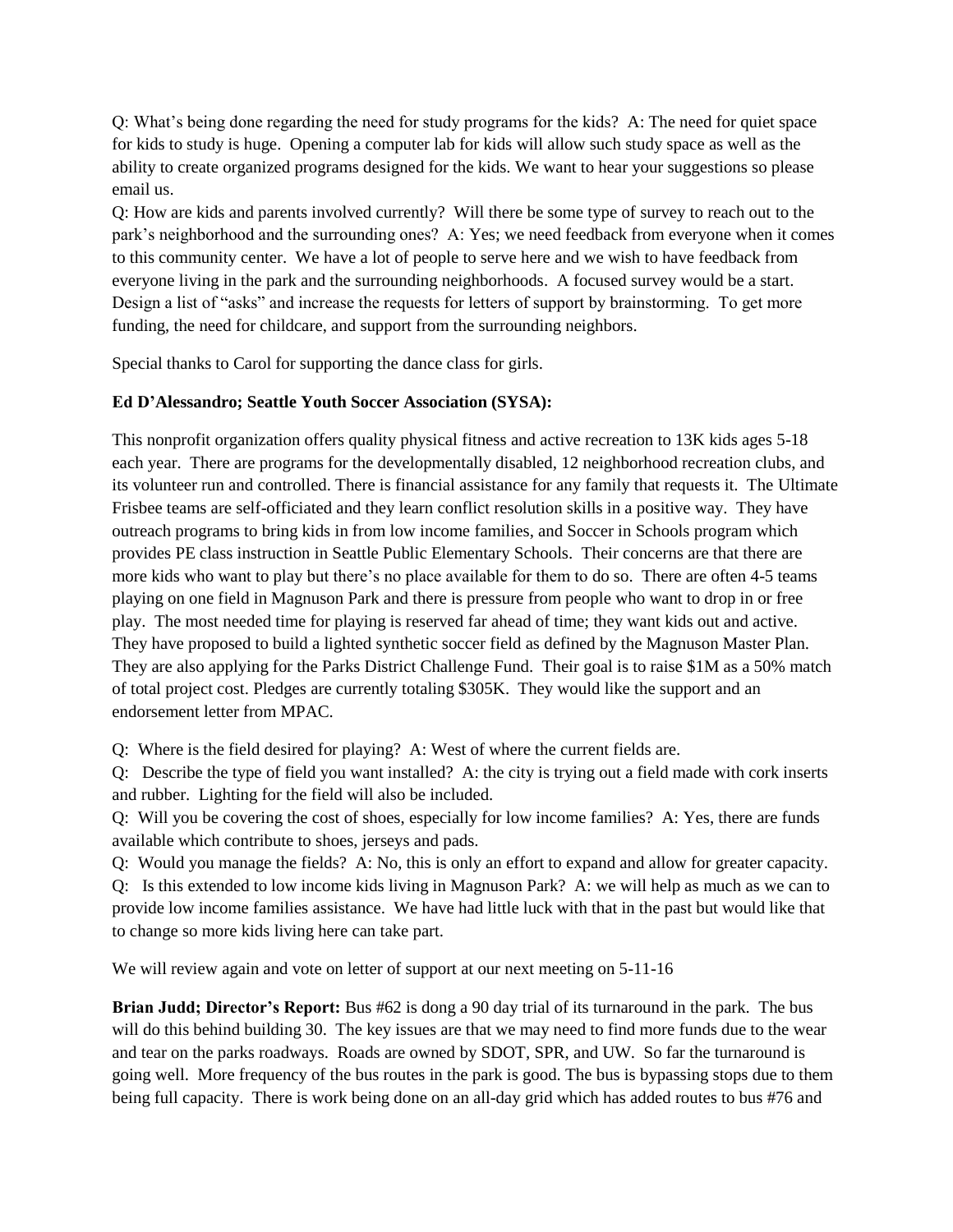Q: What's being done regarding the need for study programs for the kids? A: The need for quiet space for kids to study is huge. Opening a computer lab for kids will allow such study space as well as the ability to create organized programs designed for the kids. We want to hear your suggestions so please email us.

Q: How are kids and parents involved currently? Will there be some type of survey to reach out to the park's neighborhood and the surrounding ones? A: Yes; we need feedback from everyone when it comes to this community center. We have a lot of people to serve here and we wish to have feedback from everyone living in the park and the surrounding neighborhoods. A focused survey would be a start. Design a list of "asks" and increase the requests for letters of support by brainstorming. To get more funding, the need for childcare, and support from the surrounding neighbors.

Special thanks to Carol for supporting the dance class for girls.

**Ed D'Alessandro; Seattle Youth Soccer Association (SYSA):**

This nonprofit organization offers quality physical fitness and active recreation to 13K kids ages 5-18 each year. There are programs for the developmentally disabled, 12 neighborhood recreation clubs, and its volunteer run and controlled. There is financial assistance for any family that requests it. The Ultimate Frisbee teams are self-officiated and they learn conflict resolution skills in a positive way. They have outreach programs to bring kids in from low income families, and Soccer in Schools program which provides PE class instruction in Seattle Public Elementary Schools. Their concerns are that there are more kids who want to play but there's no place available for them to do so. There are often 4-5 teams playing on one field in Magnuson Park and there is pressure from people who want to drop in or free play. The most needed time for playing is reserved far ahead of time; they want kids out and active. They have proposed to build a lighted synthetic soccer field as defined by the Magnuson Master Plan. They are also applying for the Parks District Challenge Fund. Their goal is to raise $1M as a 50% match of total project cost. Pledges are currently totaling $305K. They would like the support and an endorsement letter from MPAC.

Q: Where is the field desired for playing? A: West of where the current fields are.

Q: Describe the type of field you want installed? A: the city is trying out a field made with cork inserts and rubber. Lighting for the field will also be included.

Q: Will you be covering the cost of shoes, especially for low income families? A: Yes, there are funds available which contribute to shoes, jerseys and pads.

Q: Would you manage the fields? A: No, this is only an effort to expand and allow for greater capacity.

Q: Is this extended to low income kids living in Magnuson Park? A: we will help as much as we can to provide low income families assistance. We have had little luck with that in the past but would like that to change so more kids living here can take part.

We will review again and vote on letter of support at our next meeting on 5-11-16

**Brian Judd; Director's Report:** Bus #62 is dong a 90 day trial of its turnaround in the park. The bus will do this behind building 30. The key issues are that we may need to find more funds due to the wear and tear on the parks roadways. Roads are owned by SDOT, SPR, and UW. So far the turnaround is going well. More frequency of the bus routes in the park is good. The bus is bypassing stops due to them being full capacity. There is work being done on an all-day grid which has added routes to bus #76 and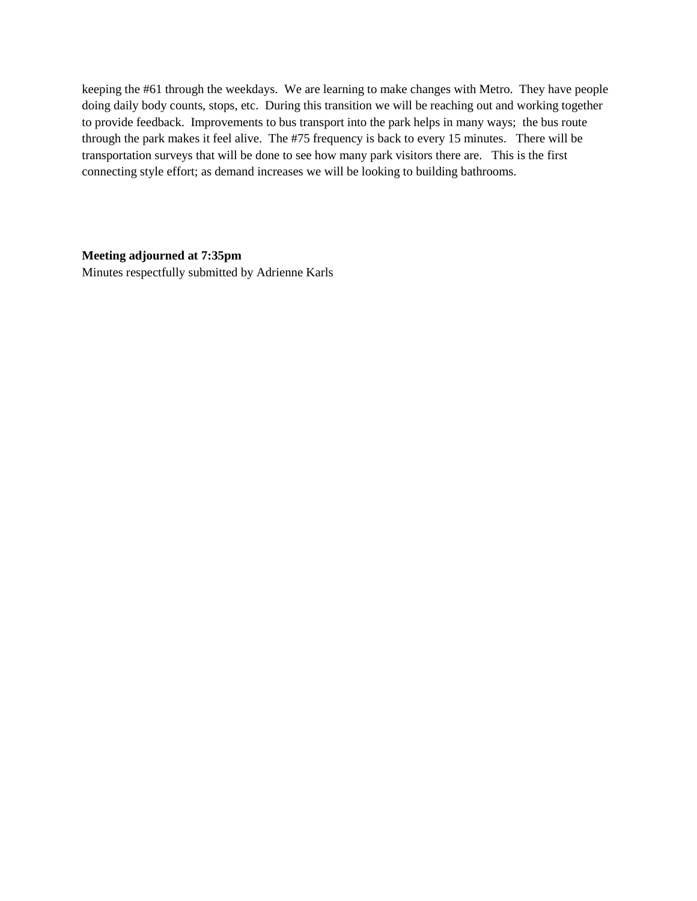keeping the #61 through the weekdays.  We are learning to make changes with Metro.  They have people doing daily body counts, stops, etc.  During this transition we will be reaching out and working together to provide feedback.  Improvements to bus transport into the park helps in many ways;  the bus route through the park makes it feel alive.  The #75 frequency is back to every 15 minutes.   There will be transportation surveys that will be done to see how many park visitors there are.   This is the first connecting style effort; as demand increases we will be looking to building bathrooms.

**Meeting adjourned at 7:35pm**

Minutes respectfully submitted by Adrienne Karls